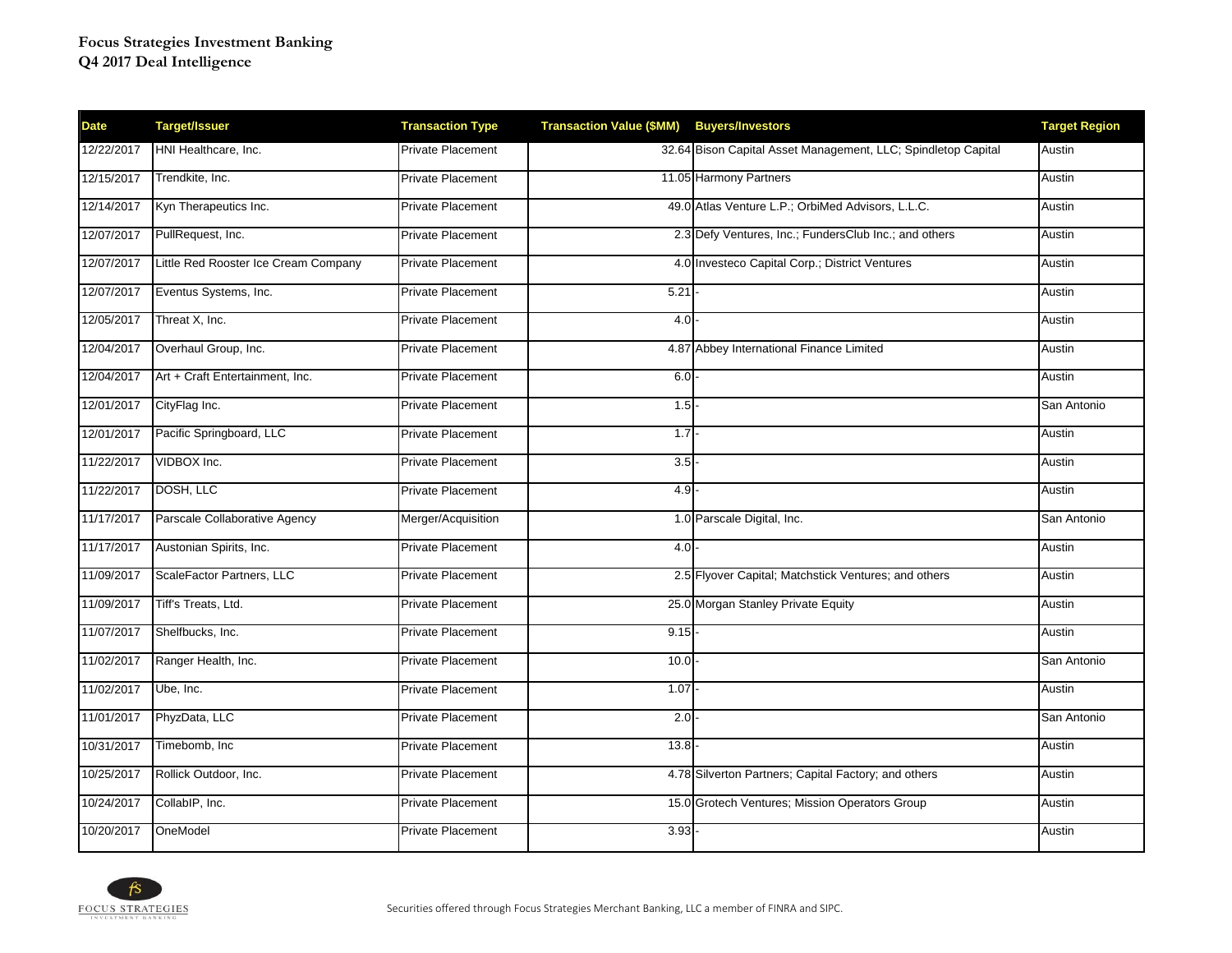**Focus Strategies Investment Banking**
**Q4 2017 Deal Intelligence**

| Date | Target/Issuer | Transaction Type | Transaction Value ($MM) | Buyers/Investors | Target Region |
|---|---|---|---|---|---|
| 12/22/2017 | HNI Healthcare, Inc. | Private Placement | 32.64 | Bison Capital Asset Management, LLC; Spindletop Capital | Austin |
| 12/15/2017 | Trendkite, Inc. | Private Placement | 11.05 | Harmony Partners | Austin |
| 12/14/2017 | Kyn Therapeutics Inc. | Private Placement | 49.0 | Atlas Venture L.P.; OrbiMed Advisors, L.L.C. | Austin |
| 12/07/2017 | PullRequest, Inc. | Private Placement | 2.3 | Defy Ventures, Inc.; FundersClub Inc.; and others | Austin |
| 12/07/2017 | Little Red Rooster Ice Cream Company | Private Placement | 4.0 | Investeco Capital Corp.; District Ventures | Austin |
| 12/07/2017 | Eventus Systems, Inc. | Private Placement | 5.21 | - | Austin |
| 12/05/2017 | Threat X, Inc. | Private Placement | 4.0 | - | Austin |
| 12/04/2017 | Overhaul Group, Inc. | Private Placement | 4.87 | Abbey International Finance Limited | Austin |
| 12/04/2017 | Art + Craft Entertainment, Inc. | Private Placement | 6.0 | - | Austin |
| 12/01/2017 | CityFlag Inc. | Private Placement | 1.5 | - | San Antonio |
| 12/01/2017 | Pacific Springboard, LLC | Private Placement | 1.7 | - | Austin |
| 11/22/2017 | VIDBOX Inc. | Private Placement | 3.5 | - | Austin |
| 11/22/2017 | DOSH, LLC | Private Placement | 4.9 | - | Austin |
| 11/17/2017 | Parscale Collaborative Agency | Merger/Acquisition | 1.0 | Parscale Digital, Inc. | San Antonio |
| 11/17/2017 | Austonian Spirits, Inc. | Private Placement | 4.0 | - | Austin |
| 11/09/2017 | ScaleFactor Partners, LLC | Private Placement | 2.5 | Flyover Capital; Matchstick Ventures; and others | Austin |
| 11/09/2017 | Tiff's Treats, Ltd. | Private Placement | 25.0 | Morgan Stanley Private Equity | Austin |
| 11/07/2017 | Shelfbucks, Inc. | Private Placement | 9.15 | - | Austin |
| 11/02/2017 | Ranger Health, Inc. | Private Placement | 10.0 | - | San Antonio |
| 11/02/2017 | Ube, Inc. | Private Placement | 1.07 | - | Austin |
| 11/01/2017 | PhyzData, LLC | Private Placement | 2.0 | - | San Antonio |
| 10/31/2017 | Timebomb, Inc | Private Placement | 13.8 | - | Austin |
| 10/25/2017 | Rollick Outdoor, Inc. | Private Placement | 4.78 | Silverton Partners; Capital Factory; and others | Austin |
| 10/24/2017 | CollabIP, Inc. | Private Placement | 15.0 | Grotech Ventures; Mission Operators Group | Austin |
| 10/20/2017 | OneModel | Private Placement | 3.93 | - | Austin |

Securities offered through Focus Strategies Merchant Banking, LLC a member of FINRA and SIPC.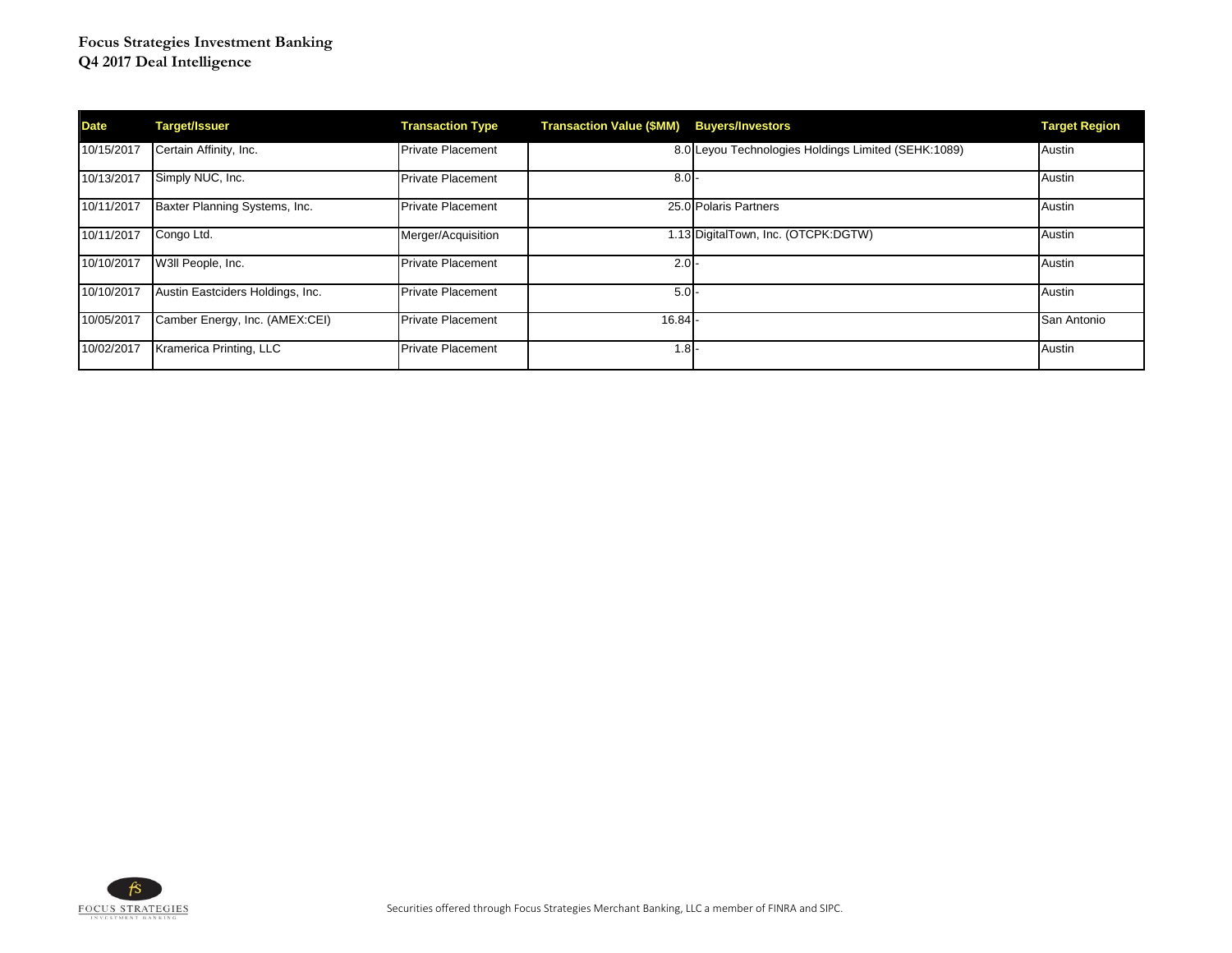**Focus Strategies Investment Banking**
**Q4 2017 Deal Intelligence**

| Date | Target/Issuer | Transaction Type | Transaction Value ($MM) | Buyers/Investors | Target Region |
|---|---|---|---|---|---|
| 10/15/2017 | Certain Affinity, Inc. | Private Placement | 8.0 | Leyou Technologies Holdings Limited (SEHK:1089) | Austin |
| 10/13/2017 | Simply NUC, Inc. | Private Placement | 8.0 | - | Austin |
| 10/11/2017 | Baxter Planning Systems, Inc. | Private Placement | 25.0 | Polaris Partners | Austin |
| 10/11/2017 | Congo Ltd. | Merger/Acquisition | 1.13 | DigitalTown, Inc. (OTCPK:DGTW) | Austin |
| 10/10/2017 | W3ll People, Inc. | Private Placement | 2.0 | - | Austin |
| 10/10/2017 | Austin Eastciders Holdings, Inc. | Private Placement | 5.0 | - | Austin |
| 10/05/2017 | Camber Energy, Inc. (AMEX:CEI) | Private Placement | 16.84 | - | San Antonio |
| 10/02/2017 | Kramerica Printing, LLC | Private Placement | 1.8 | - | Austin |

FOCUS STRATEGIES
INVESTMENT BANKING

Securities offered through Focus Strategies Merchant Banking, LLC a member of FINRA and SIPC.